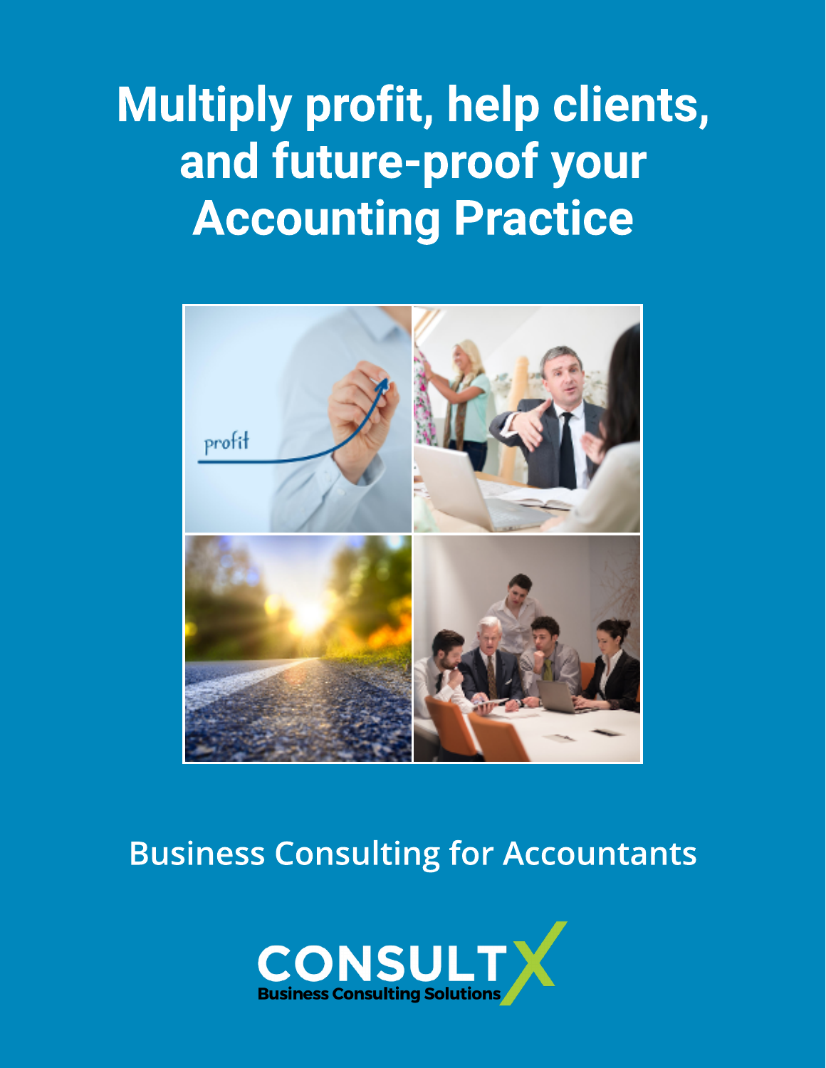# Multiply profit, help clients, and future-proof your Accounting Practice

## Business Consulting for Accountants

CONSULTX

Business Consulting Solutions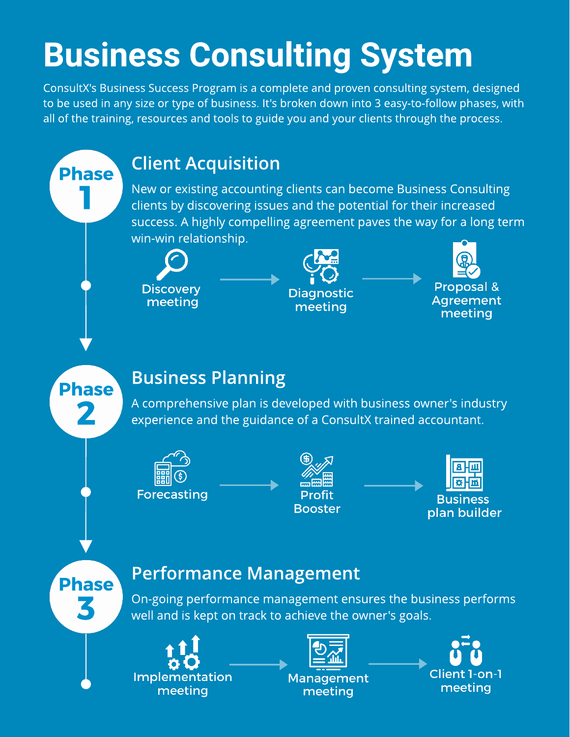# Business Consulting System

ConsultX's Business Success Program is a complete and proven consulting system, designed to be used in any size or type of business. It's broken down into 3 easy-to-follow phases, with all of the training, resources and tools to guide you and your clients through the process.

## Phase 1: Client Acquisition

New or existing accounting clients can become Business Consulting clients by discovering issues and the potential for their increased success. A highly compelling agreement paves the way for a long term win-win relationship.

Discovery meeting → Diagnostic meeting → Proposal & Agreement meeting

## Phase 2: Business Planning

A comprehensive plan is developed with business owner's industry experience and the guidance of a ConsultX trained accountant.

Forecasting → Profit Booster → Business plan builder

## Phase 3: Performance Management

On-going performance management ensures the business performs well and is kept on track to achieve the owner's goals.

Implementation meeting → Management meeting → Client 1-on-1 meeting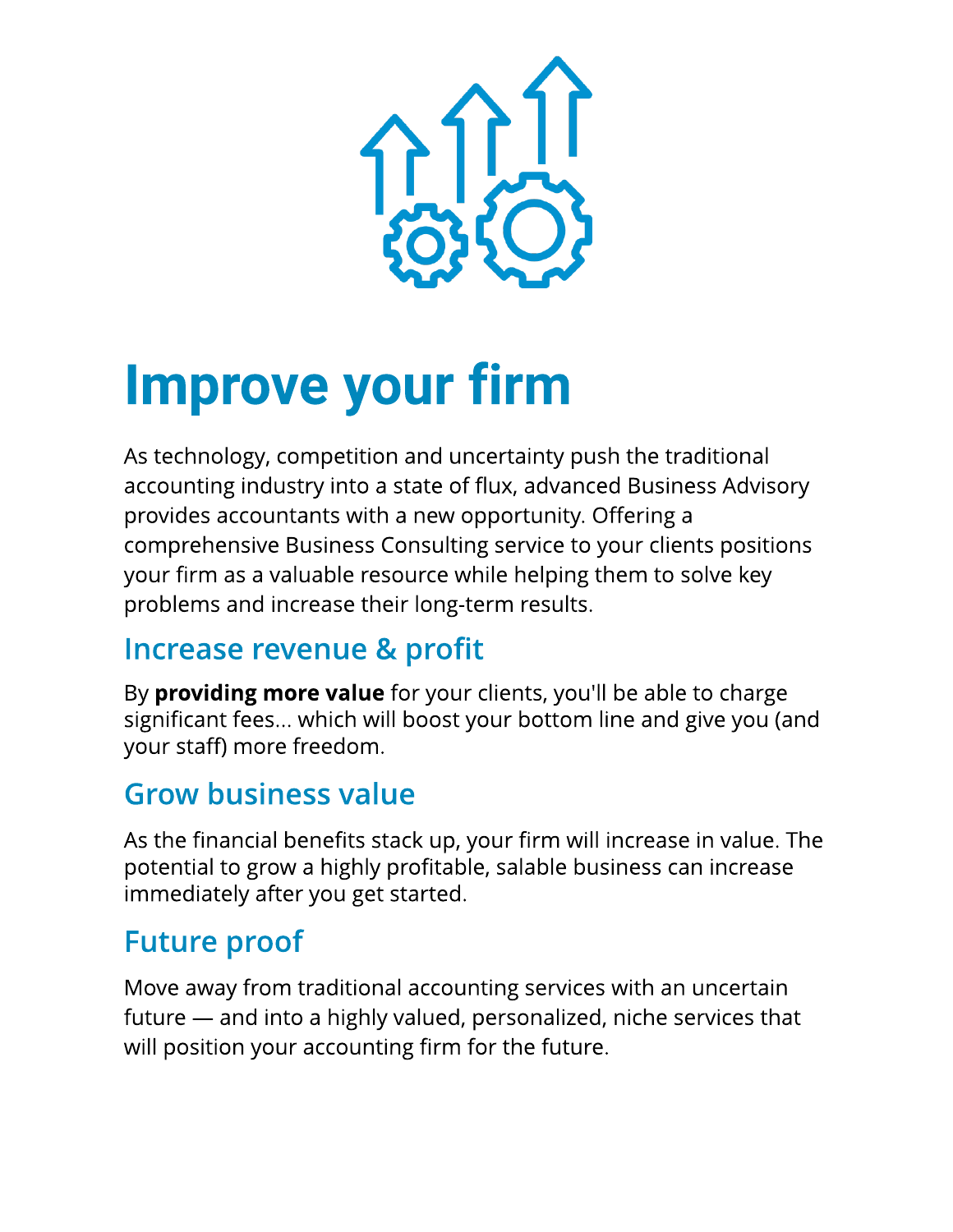# Improve your firm

As technology, competition and uncertainty push the traditional accounting industry into a state of flux, advanced Business Advisory provides accountants with a new opportunity. Offering a comprehensive Business Consulting service to your clients positions your firm as a valuable resource while helping them to solve key problems and increase their long-term results.

## Increase revenue & profit

By **providing more value** for your clients, you'll be able to charge significant fees... which will boost your bottom line and give you (and your staff) more freedom.

## Grow business value

As the financial benefits stack up, your firm will increase in value. The potential to grow a highly profitable, salable business can increase immediately after you get started.

## Future proof

Move away from traditional accounting services with an uncertain future — and into a highly valued, personalized, niche services that will position your accounting firm for the future.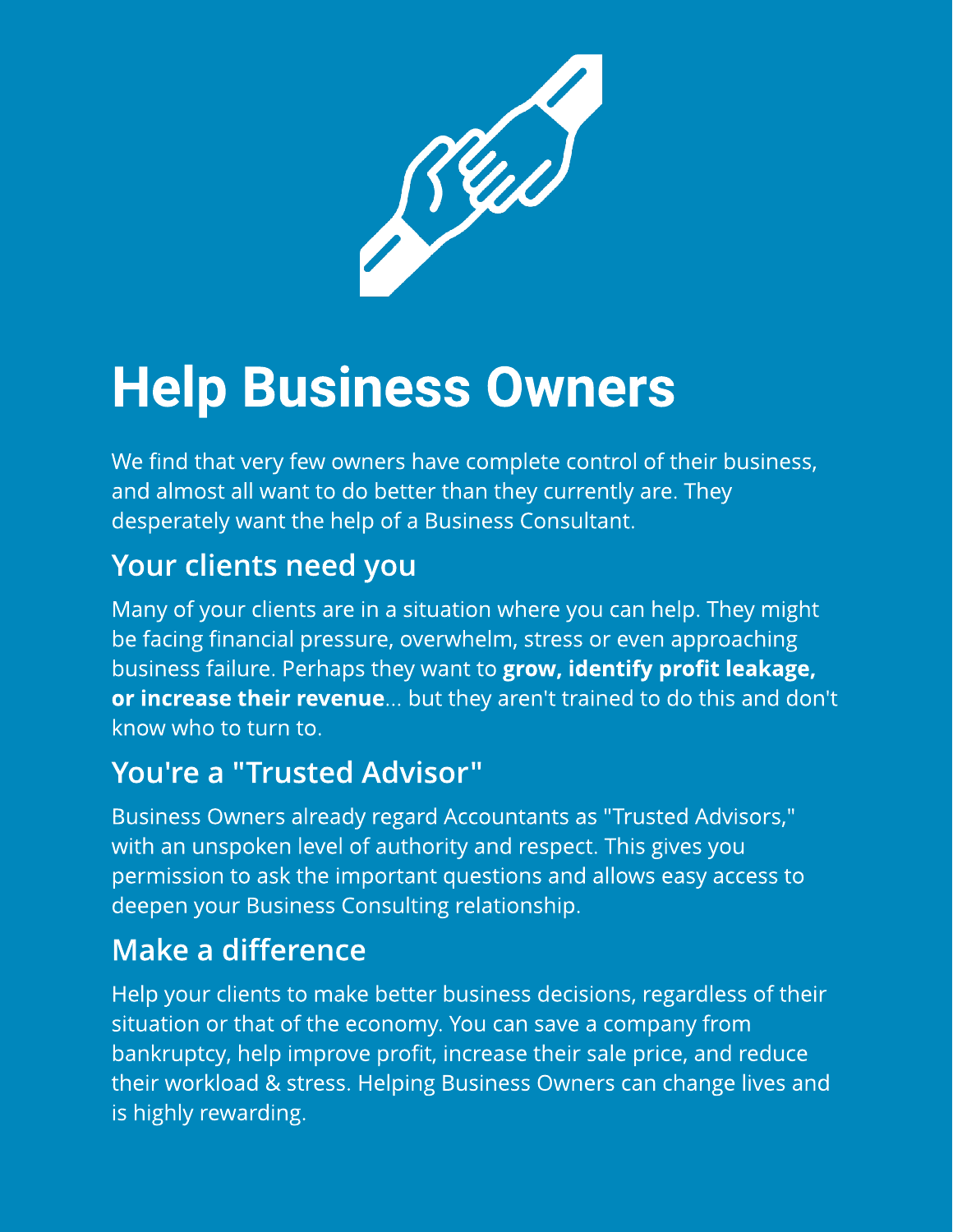# Help Business Owners

We find that very few owners have complete control of their business, and almost all want to do better than they currently are. They desperately want the help of a Business Consultant.

## Your clients need you

Many of your clients are in a situation where you can help. They might be facing financial pressure, overwhelm, stress or even approaching business failure. Perhaps they want to **grow, identify profit leakage, or increase their revenue**... but they aren't trained to do this and don't know who to turn to.

## You're a "Trusted Advisor"

Business Owners already regard Accountants as "Trusted Advisors," with an unspoken level of authority and respect. This gives you permission to ask the important questions and allows easy access to deepen your Business Consulting relationship.

## Make a difference

Help your clients to make better business decisions, regardless of their situation or that of the economy. You can save a company from bankruptcy, help improve profit, increase their sale price, and reduce their workload & stress. Helping Business Owners can change lives and is highly rewarding.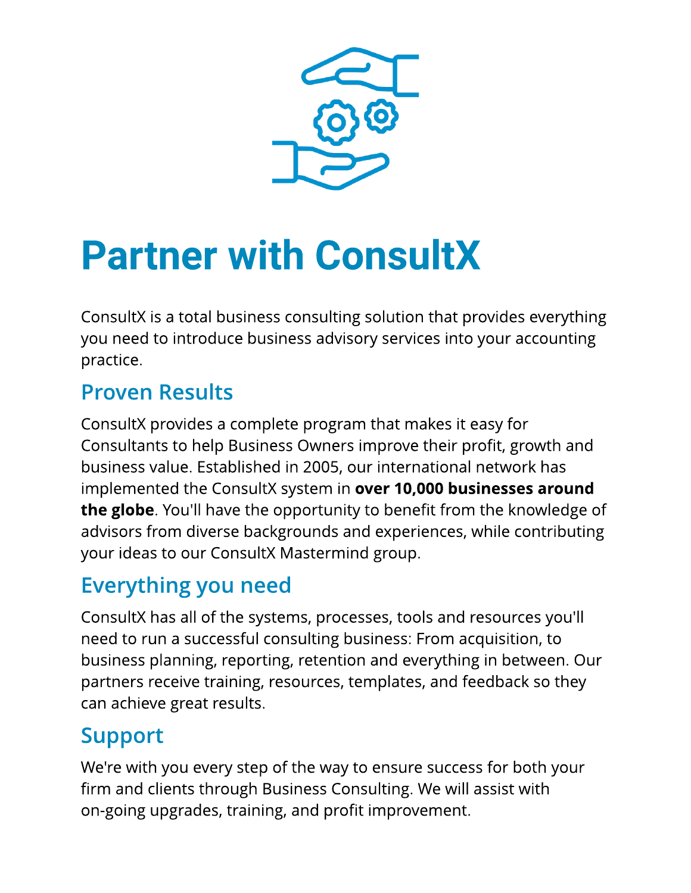# Partner with ConsultX

ConsultX is a total business consulting solution that provides everything you need to introduce business advisory services into your accounting practice.

## Proven Results

ConsultX provides a complete program that makes it easy for Consultants to help Business Owners improve their profit, growth and business value. Established in 2005, our international network has implemented the ConsultX system in **over 10,000 businesses around the globe**. You'll have the opportunity to benefit from the knowledge of advisors from diverse backgrounds and experiences, while contributing your ideas to our ConsultX Mastermind group.

## Everything you need

ConsultX has all of the systems, processes, tools and resources you'll need to run a successful consulting business: From acquisition, to business planning, reporting, retention and everything in between. Our partners receive training, resources, templates, and feedback so they can achieve great results.

## Support

We're with you every step of the way to ensure success for both your firm and clients through Business Consulting. We will assist with on-going upgrades, training, and profit improvement.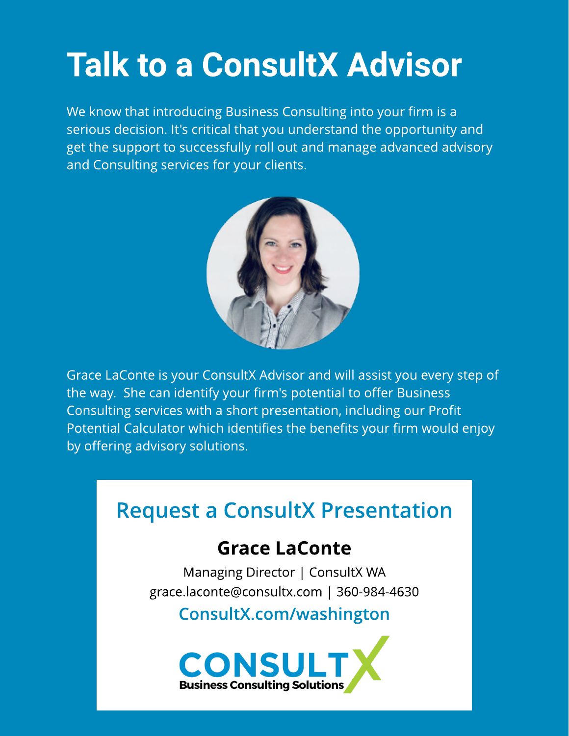# Talk to a ConsultX Advisor

We know that introducing Business Consulting into your firm is a serious decision. It's critical that you understand the opportunity and get the support to successfully roll out and manage advanced advisory and Consulting services for your clients.

Grace LaConte is your ConsultX Advisor and will assist you every step of the way. She can identify your firm's potential to offer Business Consulting services with a short presentation, including our Profit Potential Calculator which identifies the benefits your firm would enjoy by offering advisory solutions.

## Request a ConsultX Presentation

**Grace LaConte**

Managing Director | ConsultX WA

grace.laconte@consultx.com | 360-984-4630

ConsultX.com/washington

CONSULTX
Business Consulting Solutions